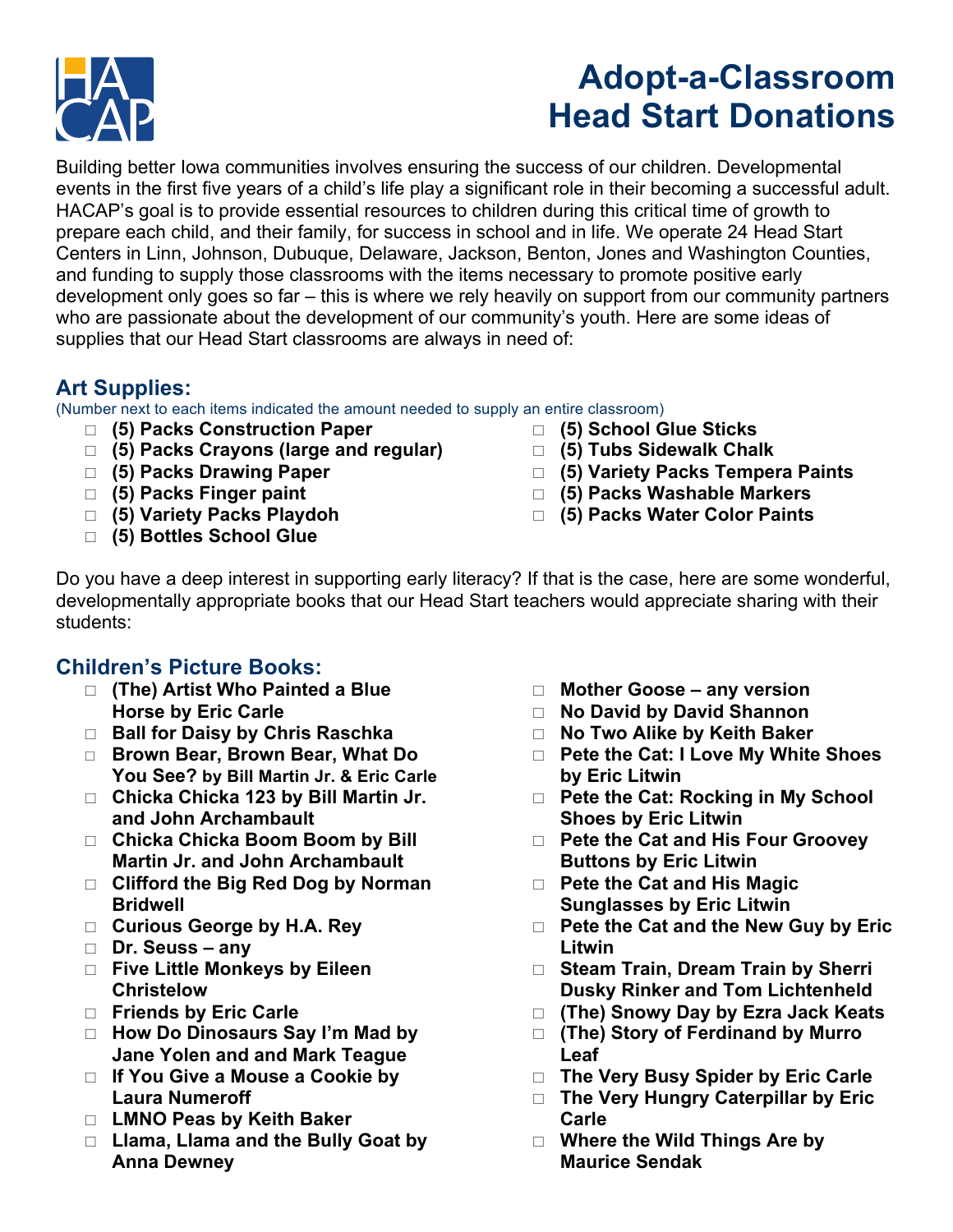# Adopt-a-Classroom Head Start Donations

Building better Iowa communities involves ensuring the success of our children. Developmental events in the first five years of a child's life play a significant role in their becoming a successful adult. HACAP's goal is to provide essential resources to children during this critical time of growth to prepare each child, and their family, for success in school and in life. We operate 24 Head Start Centers in Linn, Johnson, Dubuque, Delaware, Jackson, Benton, Jones and Washington Counties, and funding to supply those classrooms with the items necessary to promote positive early development only goes so far – this is where we rely heavily on support from our community partners who are passionate about the development of our community's youth. Here are some ideas of supplies that our Head Start classrooms are always in need of:

## Art Supplies:

(Number next to each items indicated the amount needed to supply an entire classroom)

- ☐ **(5) Packs Construction Paper**
- ☐ **(5) Packs Crayons (large and regular)**
- ☐ **(5) Packs Drawing Paper**
- ☐ **(5) Packs Finger paint**
- ☐ **(5) Variety Packs Playdoh**
- ☐ **(5) Bottles School Glue**
- ☐ **(5) School Glue Sticks**
- ☐ **(5) Tubs Sidewalk Chalk**
- ☐ **(5) Variety Packs Tempera Paints**
- ☐ **(5) Packs Washable Markers**
- ☐ **(5) Packs Water Color Paints**

Do you have a deep interest in supporting early literacy? If that is the case, here are some wonderful, developmentally appropriate books that our Head Start teachers would appreciate sharing with their students:

## Children's Picture Books:

- ☐ **(The) Artist Who Painted a Blue Horse by Eric Carle**
- ☐ **Ball for Daisy by Chris Raschka**
- ☐ **Brown Bear, Brown Bear, What Do You See? by Bill Martin Jr. & Eric Carle**
- ☐ **Chicka Chicka 123 by Bill Martin Jr. and John Archambault**
- ☐ **Chicka Chicka Boom Boom by Bill Martin Jr. and John Archambault**
- ☐ **Clifford the Big Red Dog by Norman Bridwell**
- ☐ **Curious George by H.A. Rey**
- ☐ **Dr. Seuss – any**
- ☐ **Five Little Monkeys by Eileen Christelow**
- ☐ **Friends by Eric Carle**
- ☐ **How Do Dinosaurs Say I'm Mad by Jane Yolen and and Mark Teague**
- ☐ **If You Give a Mouse a Cookie by Laura Numeroff**
- ☐ **LMNO Peas by Keith Baker**
- ☐ **Llama, Llama and the Bully Goat by Anna Dewney**
- ☐ **Mother Goose – any version**
- ☐ **No David by David Shannon**
- ☐ **No Two Alike by Keith Baker**
- ☐ **Pete the Cat: I Love My White Shoes by Eric Litwin**
- ☐ **Pete the Cat: Rocking in My School Shoes by Eric Litwin**
- ☐ **Pete the Cat and His Four Groovey Buttons by Eric Litwin**
- ☐ **Pete the Cat and His Magic Sunglasses by Eric Litwin**
- ☐ **Pete the Cat and the New Guy by Eric Litwin**
- ☐ **Steam Train, Dream Train by Sherri Dusky Rinker and Tom Lichtenheld**
- ☐ **(The) Snowy Day by Ezra Jack Keats**
- ☐ **(The) Story of Ferdinand by Murro Leaf**
- ☐ **The Very Busy Spider by Eric Carle**
- ☐ **The Very Hungry Caterpillar by Eric Carle**
- ☐ **Where the Wild Things Are by Maurice Sendak**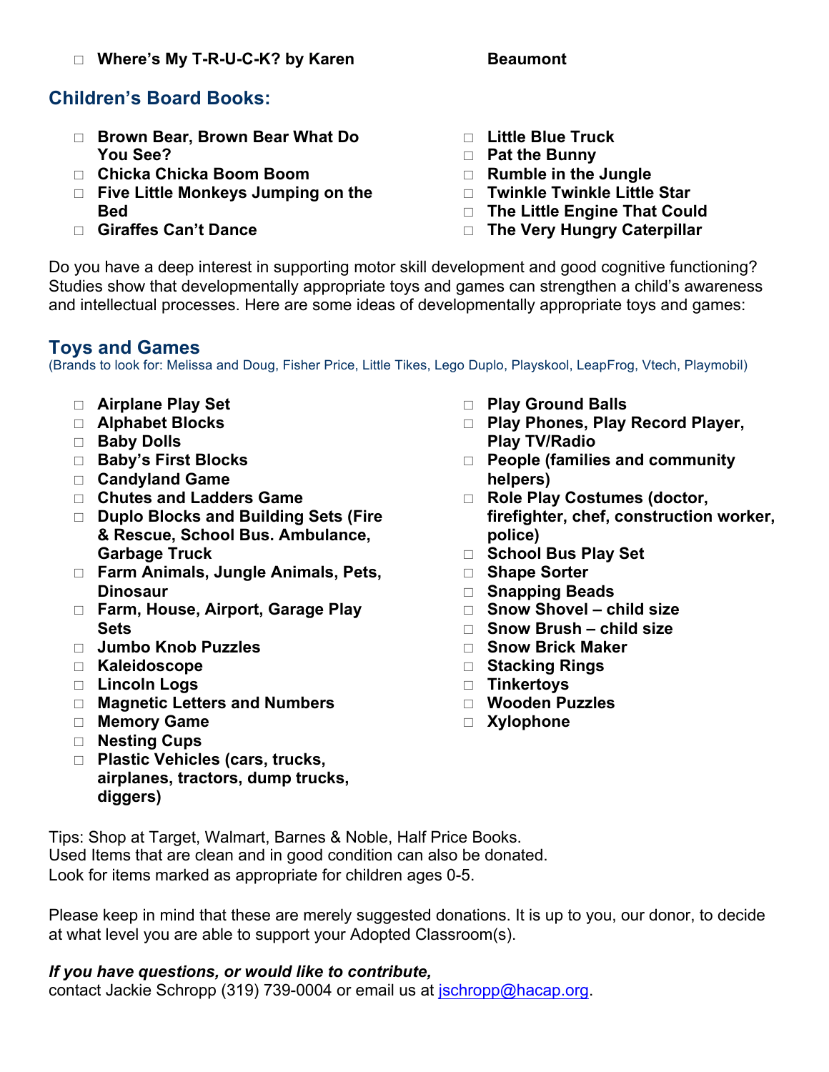- **Where's My T-R-U-C-K? by Karen Beaumont**

## Children's Board Books:

- **Brown Bear, Brown Bear What Do You See?**
- **Chicka Chicka Boom Boom**
- **Five Little Monkeys Jumping on the Bed**
- **Giraffes Can't Dance**
- **Little Blue Truck**
- **Pat the Bunny**
- **Rumble in the Jungle**
- **Twinkle Twinkle Little Star**
- **The Little Engine That Could**
- **The Very Hungry Caterpillar**

Do you have a deep interest in supporting motor skill development and good cognitive functioning? Studies show that developmentally appropriate toys and games can strengthen a child's awareness and intellectual processes. Here are some ideas of developmentally appropriate toys and games:

## Toys and Games

(Brands to look for: Melissa and Doug, Fisher Price, Little Tikes, Lego Duplo, Playskool, LeapFrog, Vtech, Playmobil)

- **Airplane Play Set**
- **Alphabet Blocks**
- **Baby Dolls**
- **Baby's First Blocks**
- **Candyland Game**
- **Chutes and Ladders Game**
- **Duplo Blocks and Building Sets (Fire & Rescue, School Bus. Ambulance, Garbage Truck**
- **Farm Animals, Jungle Animals, Pets, Dinosaur**
- **Farm, House, Airport, Garage Play Sets**
- **Jumbo Knob Puzzles**
- **Kaleidoscope**
- **Lincoln Logs**
- **Magnetic Letters and Numbers**
- **Memory Game**
- **Nesting Cups**
- **Plastic Vehicles (cars, trucks, airplanes, tractors, dump trucks, diggers)**
- **Play Ground Balls**
- **Play Phones, Play Record Player, Play TV/Radio**
- **People (families and community helpers)**
- **Role Play Costumes (doctor, firefighter, chef, construction worker, police)**
- **School Bus Play Set**
- **Shape Sorter**
- **Snapping Beads**
- **Snow Shovel – child size**
- **Snow Brush – child size**
- **Snow Brick Maker**
- **Stacking Rings**
- **Tinkertoys**
- **Wooden Puzzles**
- **Xylophone**

Tips: Shop at Target, Walmart, Barnes & Noble, Half Price Books.
Used Items that are clean and in good condition can also be donated.
Look for items marked as appropriate for children ages 0-5.

Please keep in mind that these are merely suggested donations. It is up to you, our donor, to decide at what level you are able to support your Adopted Classroom(s).

***If you have questions, or would like to contribute,***
contact Jackie Schropp (319) 739-0004 or email us at jschropp@hacap.org.